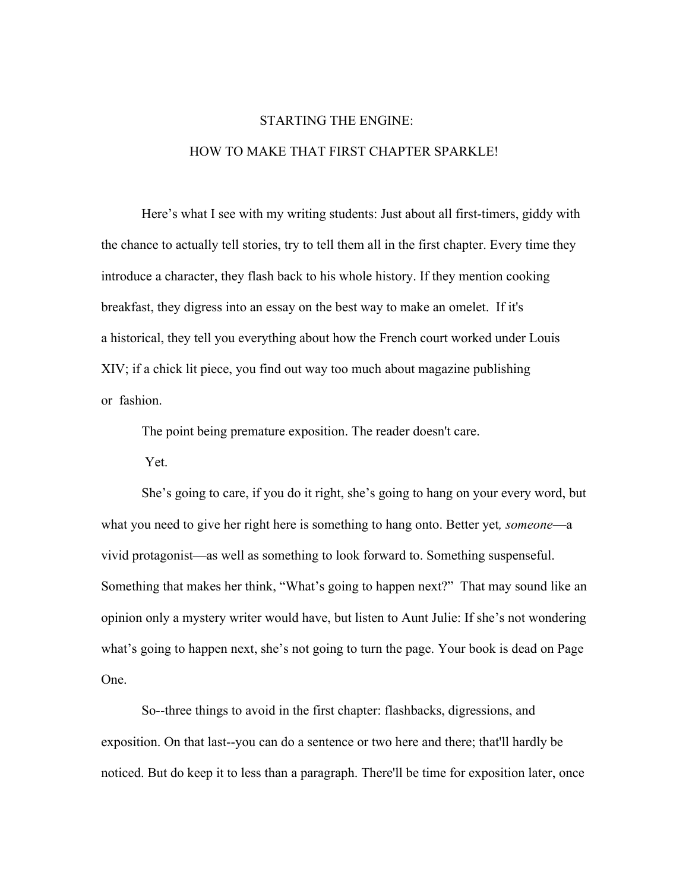# STARTING THE ENGINE:

# HOW TO MAKE THAT FIRST CHAPTER SPARKLE!

Here's what I see with my writing students: Just about all first-timers, giddy with the chance to actually tell stories, try to tell them all in the first chapter. Every time they introduce a character, they flash back to his whole history. If they mention cooking breakfast, they digress into an essay on the best way to make an omelet. If it's a historical, they tell you everything about how the French court worked under Louis XIV; if a chick lit piece, you find out way too much about magazine publishing or fashion.

The point being premature exposition. The reader doesn't care.

Yet.

She's going to care, if you do it right, she's going to hang on your every word, but what you need to give her right here is something to hang onto. Better yet*, someone*—a vivid protagonist—as well as something to look forward to. Something suspenseful. Something that makes her think, "What's going to happen next?" That may sound like an opinion only a mystery writer would have, but listen to Aunt Julie: If she's not wondering what's going to happen next, she's not going to turn the page. Your book is dead on Page One.

So--three things to avoid in the first chapter: flashbacks, digressions, and exposition. On that last--you can do a sentence or two here and there; that'll hardly be noticed. But do keep it to less than a paragraph. There'll be time for exposition later, once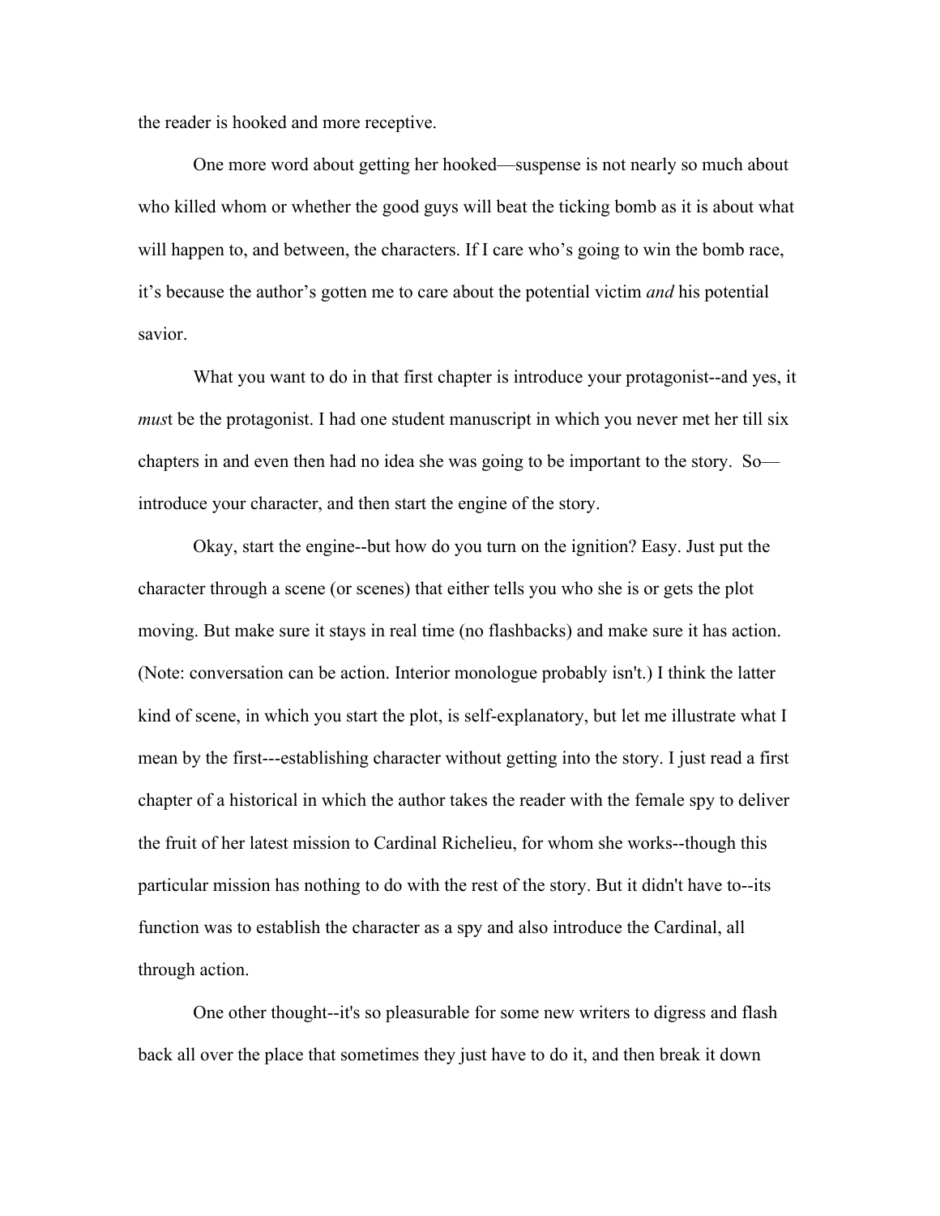the reader is hooked and more receptive.

One more word about getting her hooked—suspense is not nearly so much about who killed whom or whether the good guys will beat the ticking bomb as it is about what will happen to, and between, the characters. If I care who's going to win the bomb race, it's because the author's gotten me to care about the potential victim *and* his potential savior.

What you want to do in that first chapter is introduce your protagonist--and yes, it *mus*t be the protagonist. I had one student manuscript in which you never met her till six chapters in and even then had no idea she was going to be important to the story. So—introduce your character, and then start the engine of the story.

Okay, start the engine--but how do you turn on the ignition? Easy. Just put the character through a scene (or scenes) that either tells you who she is or gets the plot moving. But make sure it stays in real time (no flashbacks) and make sure it has action. (Note: conversation can be action. Interior monologue probably isn't.) I think the latter kind of scene, in which you start the plot, is self-explanatory, but let me illustrate what I mean by the first---establishing character without getting into the story. I just read a first chapter of a historical in which the author takes the reader with the female spy to deliver the fruit of her latest mission to Cardinal Richelieu, for whom she works--though this particular mission has nothing to do with the rest of the story. But it didn't have to--its function was to establish the character as a spy and also introduce the Cardinal, all through action.

One other thought--it's so pleasurable for some new writers to digress and flash back all over the place that sometimes they just have to do it, and then break it down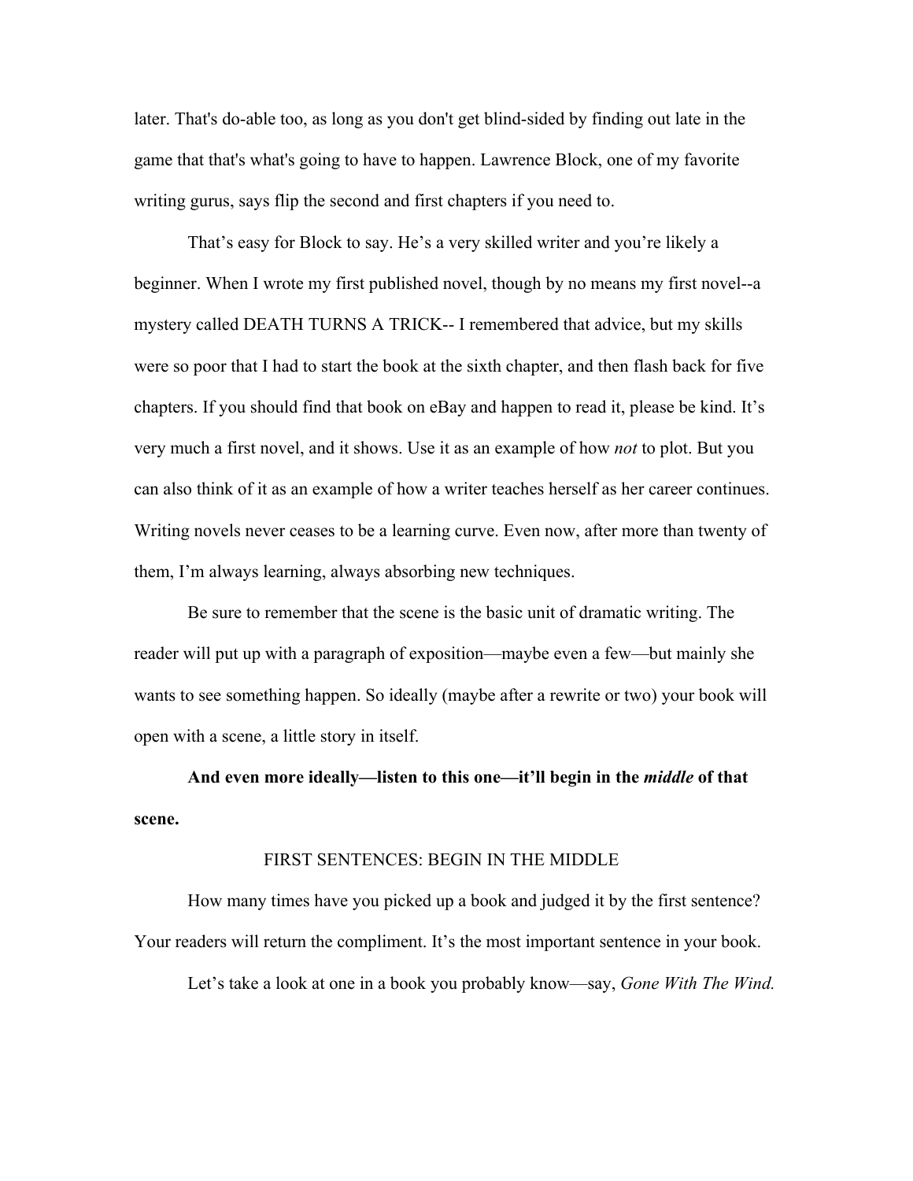later. That's do-able too, as long as you don't get blind-sided by finding out late in the game that that's what's going to have to happen. Lawrence Block, one of my favorite writing gurus, says flip the second and first chapters if you need to.

That's easy for Block to say. He's a very skilled writer and you're likely a beginner. When I wrote my first published novel, though by no means my first novel--a mystery called DEATH TURNS A TRICK-- I remembered that advice, but my skills were so poor that I had to start the book at the sixth chapter, and then flash back for five chapters. If you should find that book on eBay and happen to read it, please be kind. It's very much a first novel, and it shows. Use it as an example of how *not* to plot. But you can also think of it as an example of how a writer teaches herself as her career continues. Writing novels never ceases to be a learning curve. Even now, after more than twenty of them, I'm always learning, always absorbing new techniques.

Be sure to remember that the scene is the basic unit of dramatic writing. The reader will put up with a paragraph of exposition—maybe even a few—but mainly she wants to see something happen. So ideally (maybe after a rewrite or two) your book will open with a scene, a little story in itself.

**And even more ideally—listen to this one—it'll begin in the *middle* of that scene.**

## FIRST SENTENCES: BEGIN IN THE MIDDLE

How many times have you picked up a book and judged it by the first sentence? Your readers will return the compliment. It's the most important sentence in your book.

Let's take a look at one in a book you probably know—say, *Gone With The Wind.*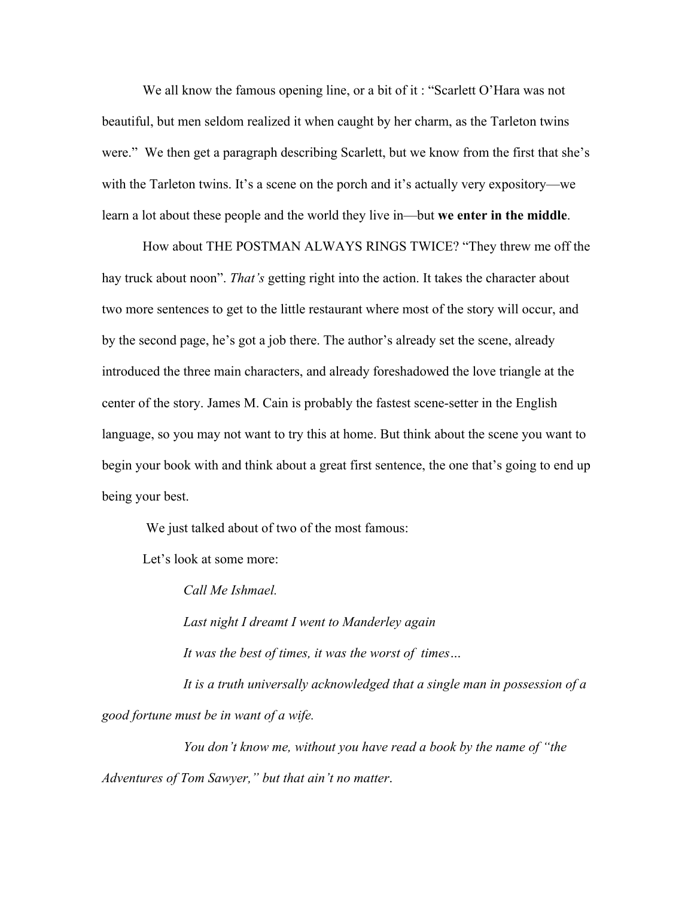We all know the famous opening line, or a bit of it : "Scarlett O'Hara was not beautiful, but men seldom realized it when caught by her charm, as the Tarleton twins were." We then get a paragraph describing Scarlett, but we know from the first that she's with the Tarleton twins. It's a scene on the porch and it's actually very expository—we learn a lot about these people and the world they live in—but **we enter in the middle**.

How about THE POSTMAN ALWAYS RINGS TWICE? "They threw me off the hay truck about noon". *That's* getting right into the action. It takes the character about two more sentences to get to the little restaurant where most of the story will occur, and by the second page, he's got a job there. The author's already set the scene, already introduced the three main characters, and already foreshadowed the love triangle at the center of the story. James M. Cain is probably the fastest scene-setter in the English language, so you may not want to try this at home. But think about the scene you want to begin your book with and think about a great first sentence, the one that's going to end up being your best.

We just talked about of two of the most famous:

Let's look at some more:

> *Call Me Ishmael.*
>
> *Last night I dreamt I went to Manderley again*
>
> *It was the best of times, it was the worst of times…*
>
> *It is a truth universally acknowledged that a single man in possession of a good fortune must be in want of a wife.*
>
> *You don't know me, without you have read a book by the name of "the Adventures of Tom Sawyer," but that ain't no matter*.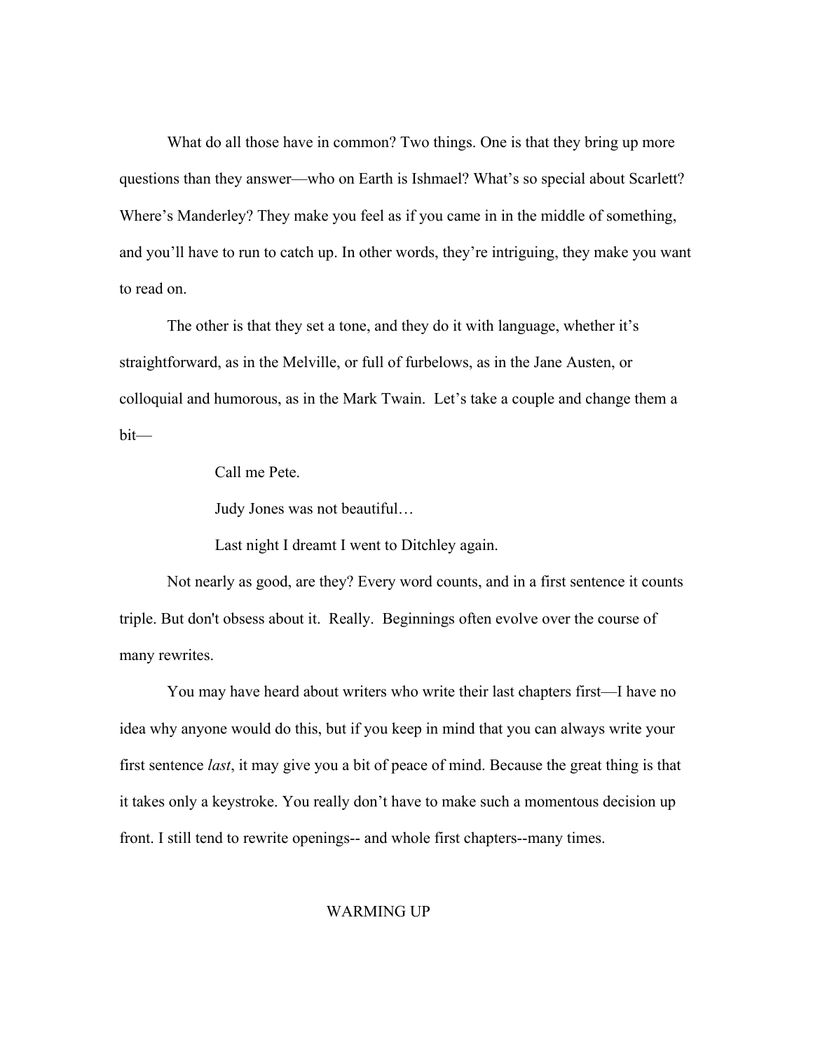What do all those have in common? Two things. One is that they bring up more questions than they answer—who on Earth is Ishmael? What's so special about Scarlett? Where's Manderley? They make you feel as if you came in in the middle of something, and you'll have to run to catch up. In other words, they're intriguing, they make you want to read on.

The other is that they set a tone, and they do it with language, whether it's straightforward, as in the Melville, or full of furbelows, as in the Jane Austen, or colloquial and humorous, as in the Mark Twain. Let's take a couple and change them a bit—

> Call me Pete.
>
> Judy Jones was not beautiful…
>
> Last night I dreamt I went to Ditchley again.

Not nearly as good, are they? Every word counts, and in a first sentence it counts triple. But don't obsess about it. Really. Beginnings often evolve over the course of many rewrites.

You may have heard about writers who write their last chapters first—I have no idea why anyone would do this, but if you keep in mind that you can always write your first sentence *last*, it may give you a bit of peace of mind. Because the great thing is that it takes only a keystroke. You really don't have to make such a momentous decision up front. I still tend to rewrite openings-- and whole first chapters--many times.

## WARMING UP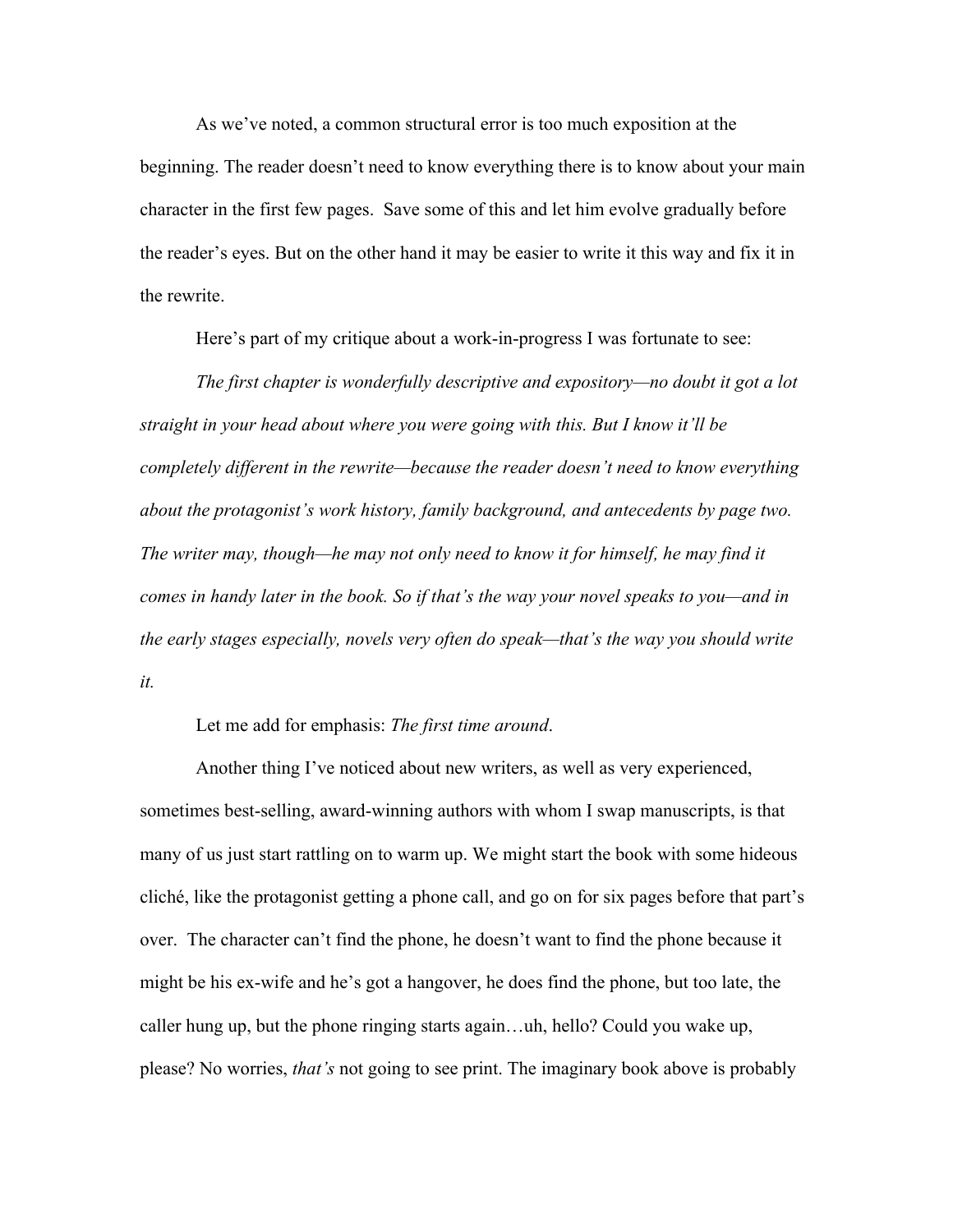As we've noted, a common structural error is too much exposition at the beginning. The reader doesn't need to know everything there is to know about your main character in the first few pages. Save some of this and let him evolve gradually before the reader's eyes. But on the other hand it may be easier to write it this way and fix it in the rewrite.

Here's part of my critique about a work-in-progress I was fortunate to see:

*The first chapter is wonderfully descriptive and expository—no doubt it got a lot straight in your head about where you were going with this. But I know it'll be completely different in the rewrite—because the reader doesn't need to know everything about the protagonist's work history, family background, and antecedents by page two. The writer may, though—he may not only need to know it for himself, he may find it comes in handy later in the book. So if that's the way your novel speaks to you—and in the early stages especially, novels very often do speak—that's the way you should write it.*

Let me add for emphasis: *The first time around*.

Another thing I've noticed about new writers, as well as very experienced, sometimes best-selling, award-winning authors with whom I swap manuscripts, is that many of us just start rattling on to warm up. We might start the book with some hideous cliché, like the protagonist getting a phone call, and go on for six pages before that part's over. The character can't find the phone, he doesn't want to find the phone because it might be his ex-wife and he's got a hangover, he does find the phone, but too late, the caller hung up, but the phone ringing starts again…uh, hello? Could you wake up, please? No worries, *that's* not going to see print. The imaginary book above is probably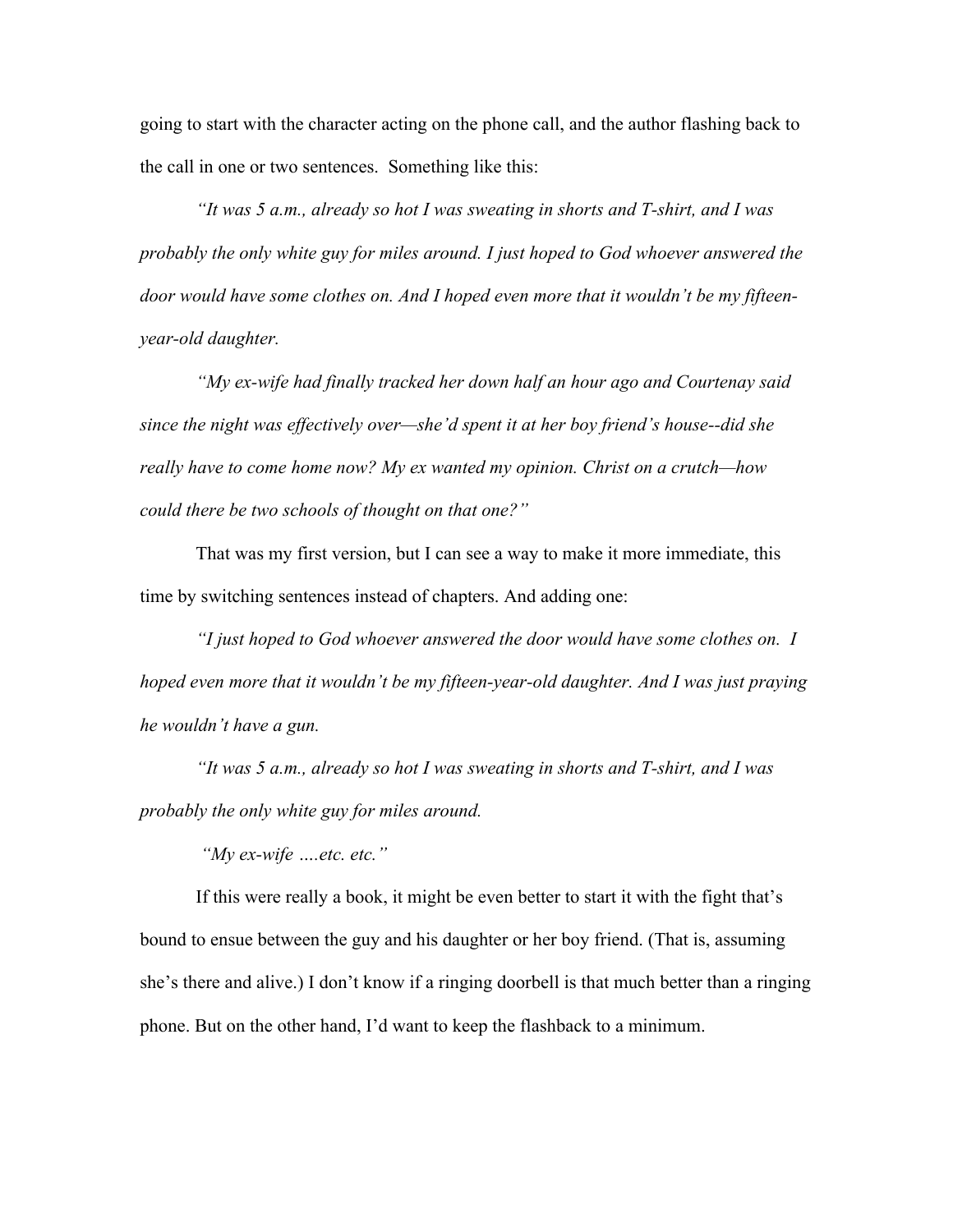going to start with the character acting on the phone call, and the author flashing back to the call in one or two sentences. Something like this:

*"It was 5 a.m., already so hot I was sweating in shorts and T-shirt, and I was probably the only white guy for miles around. I just hoped to God whoever answered the door would have some clothes on. And I hoped even more that it wouldn't be my fifteen-year-old daughter.*

*"My ex-wife had finally tracked her down half an hour ago and Courtenay said since the night was effectively over—she'd spent it at her boy friend's house--did she really have to come home now? My ex wanted my opinion. Christ on a crutch—how could there be two schools of thought on that one?"*

That was my first version, but I can see a way to make it more immediate, this time by switching sentences instead of chapters. And adding one:

*"I just hoped to God whoever answered the door would have some clothes on. I hoped even more that it wouldn't be my fifteen-year-old daughter. And I was just praying he wouldn't have a gun.*

*"It was 5 a.m., already so hot I was sweating in shorts and T-shirt, and I was probably the only white guy for miles around.*

*"My ex-wife ….etc. etc."*

If this were really a book, it might be even better to start it with the fight that's bound to ensue between the guy and his daughter or her boy friend. (That is, assuming she's there and alive.) I don't know if a ringing doorbell is that much better than a ringing phone. But on the other hand, I'd want to keep the flashback to a minimum.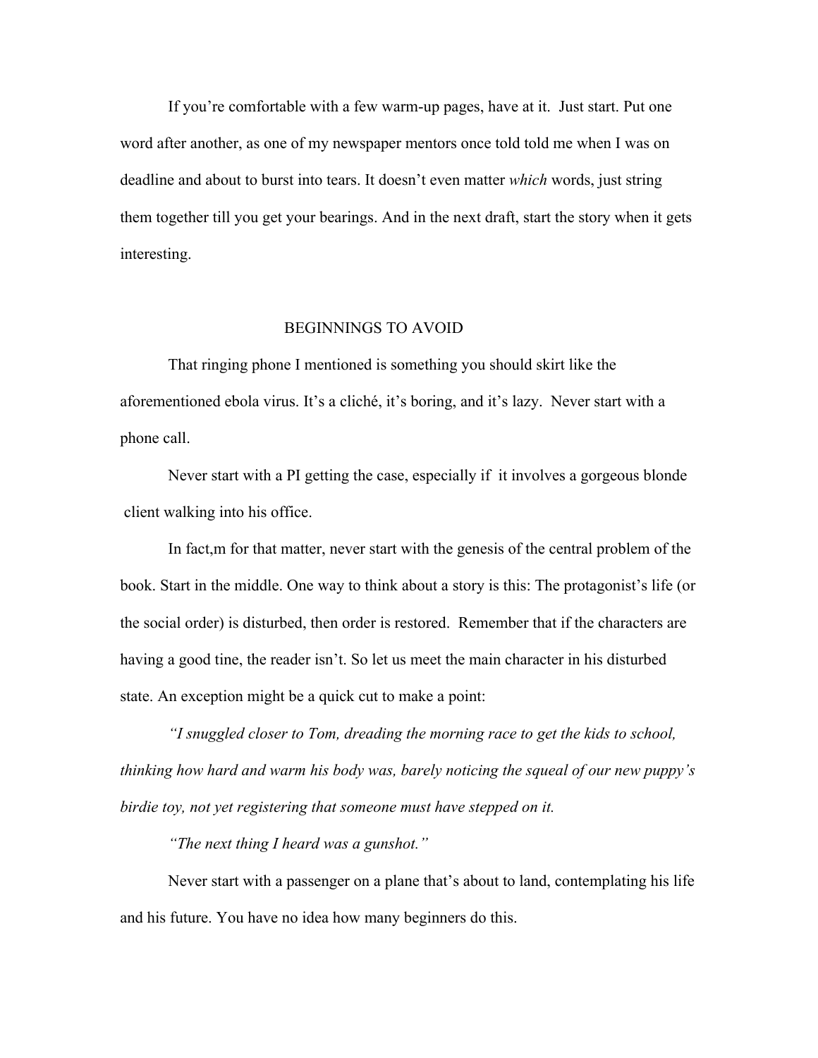If you're comfortable with a few warm-up pages, have at it. Just start. Put one word after another, as one of my newspaper mentors once told told me when I was on deadline and about to burst into tears. It doesn't even matter *which* words, just string them together till you get your bearings. And in the next draft, start the story when it gets interesting.

## BEGINNINGS TO AVOID

That ringing phone I mentioned is something you should skirt like the aforementioned ebola virus. It's a cliché, it's boring, and it's lazy. Never start with a phone call.

Never start with a PI getting the case, especially if it involves a gorgeous blonde client walking into his office.

In fact,m for that matter, never start with the genesis of the central problem of the book. Start in the middle. One way to think about a story is this: The protagonist's life (or the social order) is disturbed, then order is restored. Remember that if the characters are having a good tine, the reader isn't. So let us meet the main character in his disturbed state. An exception might be a quick cut to make a point:

*"I snuggled closer to Tom, dreading the morning race to get the kids to school, thinking how hard and warm his body was, barely noticing the squeal of our new puppy's birdie toy, not yet registering that someone must have stepped on it.*

*"The next thing I heard was a gunshot."*

Never start with a passenger on a plane that's about to land, contemplating his life and his future. You have no idea how many beginners do this.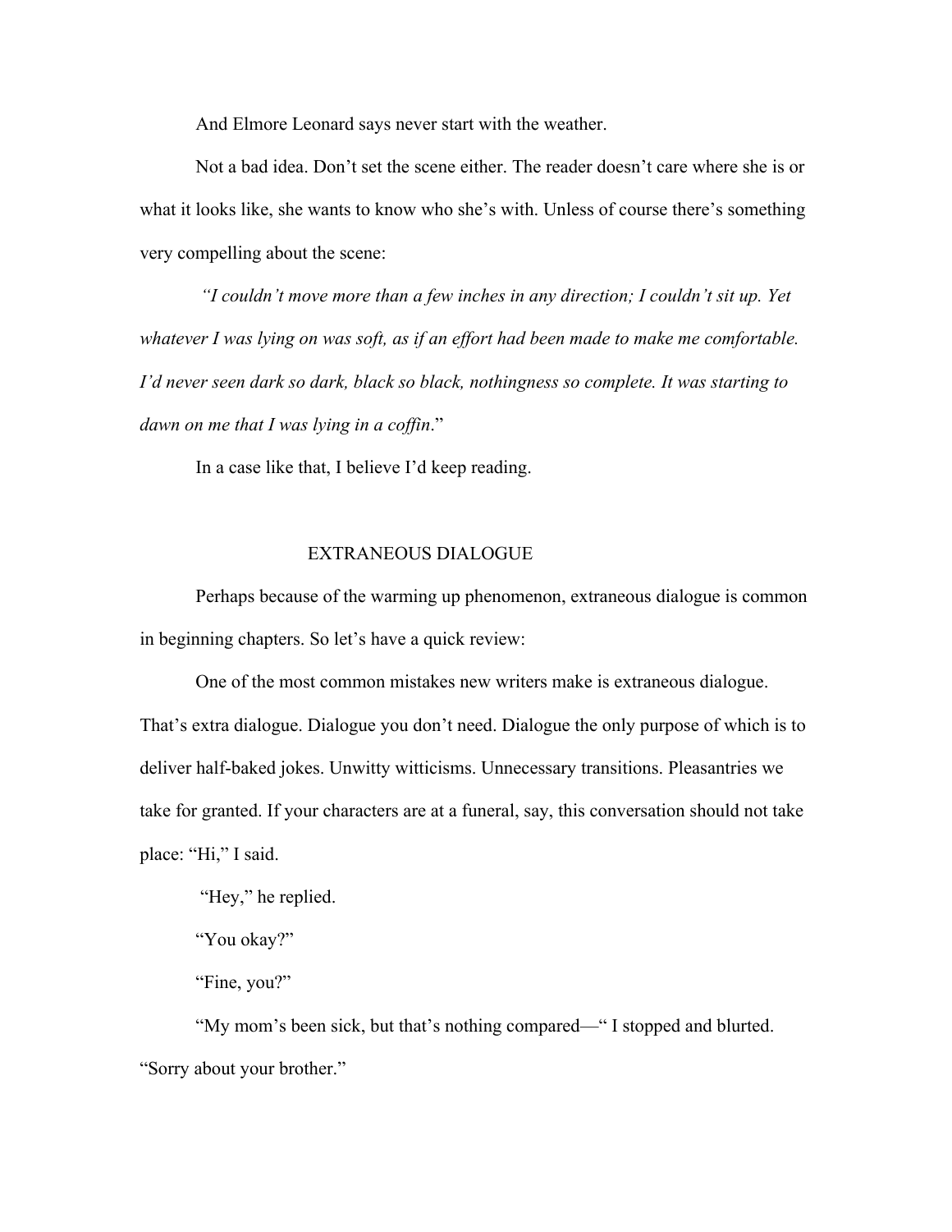And Elmore Leonard says never start with the weather.

Not a bad idea. Don't set the scene either. The reader doesn't care where she is or what it looks like, she wants to know who she's with. Unless of course there's something very compelling about the scene:

*"I couldn't move more than a few inches in any direction; I couldn't sit up. Yet whatever I was lying on was soft, as if an effort had been made to make me comfortable. I'd never seen dark so dark, black so black, nothingness so complete. It was starting to dawn on me that I was lying in a coffin*."

In a case like that, I believe I'd keep reading.

## EXTRANEOUS DIALOGUE

Perhaps because of the warming up phenomenon, extraneous dialogue is common in beginning chapters. So let's have a quick review:

One of the most common mistakes new writers make is extraneous dialogue. That's extra dialogue. Dialogue you don't need. Dialogue the only purpose of which is to deliver half-baked jokes. Unwitty witticisms. Unnecessary transitions. Pleasantries we take for granted. If your characters are at a funeral, say, this conversation should not take place: "Hi," I said.

"Hey," he replied.

"You okay?"

"Fine, you?"

"My mom's been sick, but that's nothing compared—" I stopped and blurted. "Sorry about your brother."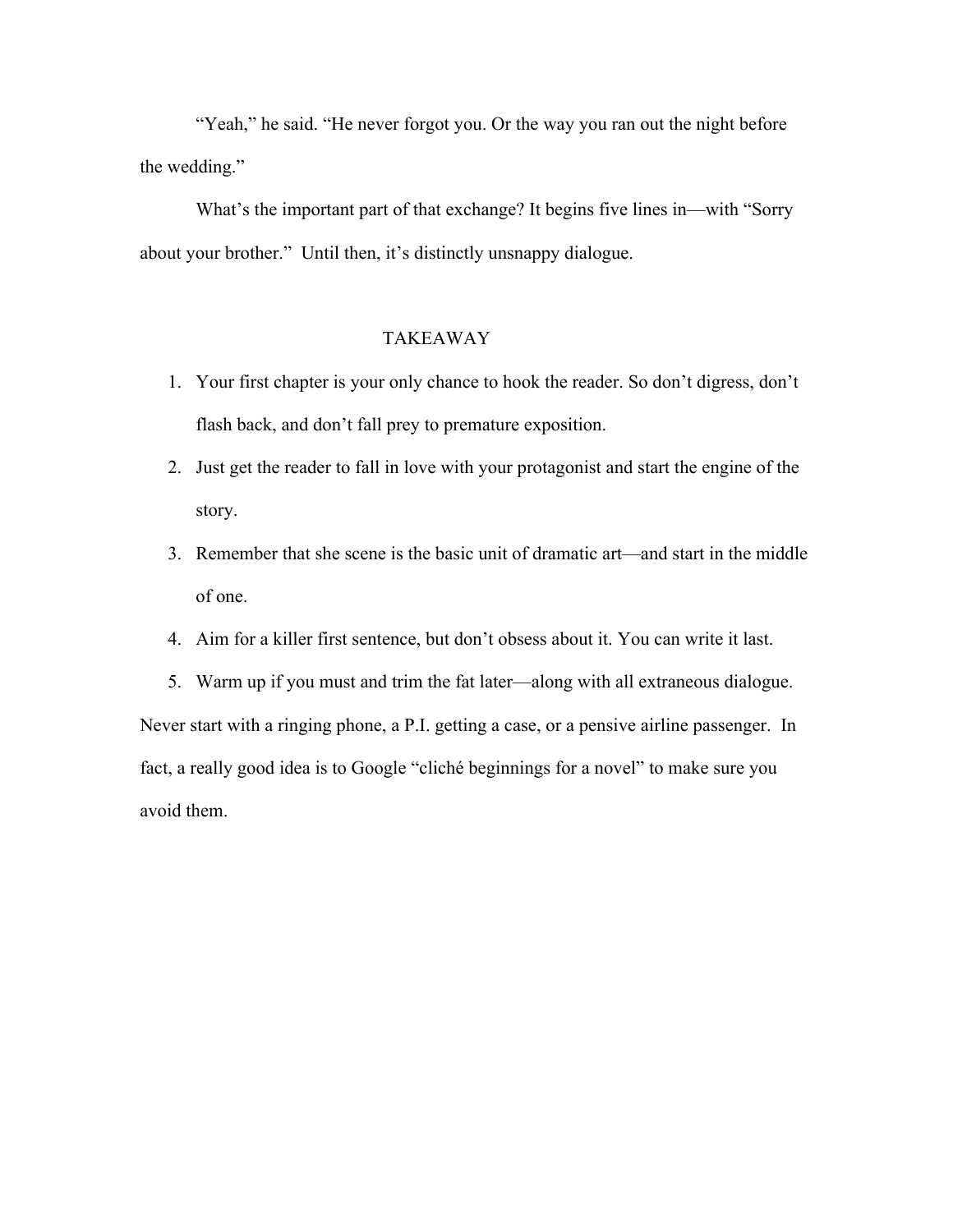"Yeah," he said. "He never forgot you. Or the way you ran out the night before the wedding."

What's the important part of that exchange? It begins five lines in—with "Sorry about your brother." Until then, it's distinctly unsnappy dialogue.

## TAKEAWAY

1. Your first chapter is your only chance to hook the reader. So don't digress, don't flash back, and don't fall prey to premature exposition.
2. Just get the reader to fall in love with your protagonist and start the engine of the story.
3. Remember that she scene is the basic unit of dramatic art—and start in the middle of one.
4. Aim for a killer first sentence, but don't obsess about it. You can write it last.
5. Warm up if you must and trim the fat later—along with all extraneous dialogue.

Never start with a ringing phone, a P.I. getting a case, or a pensive airline passenger. In fact, a really good idea is to Google "cliché beginnings for a novel" to make sure you avoid them.